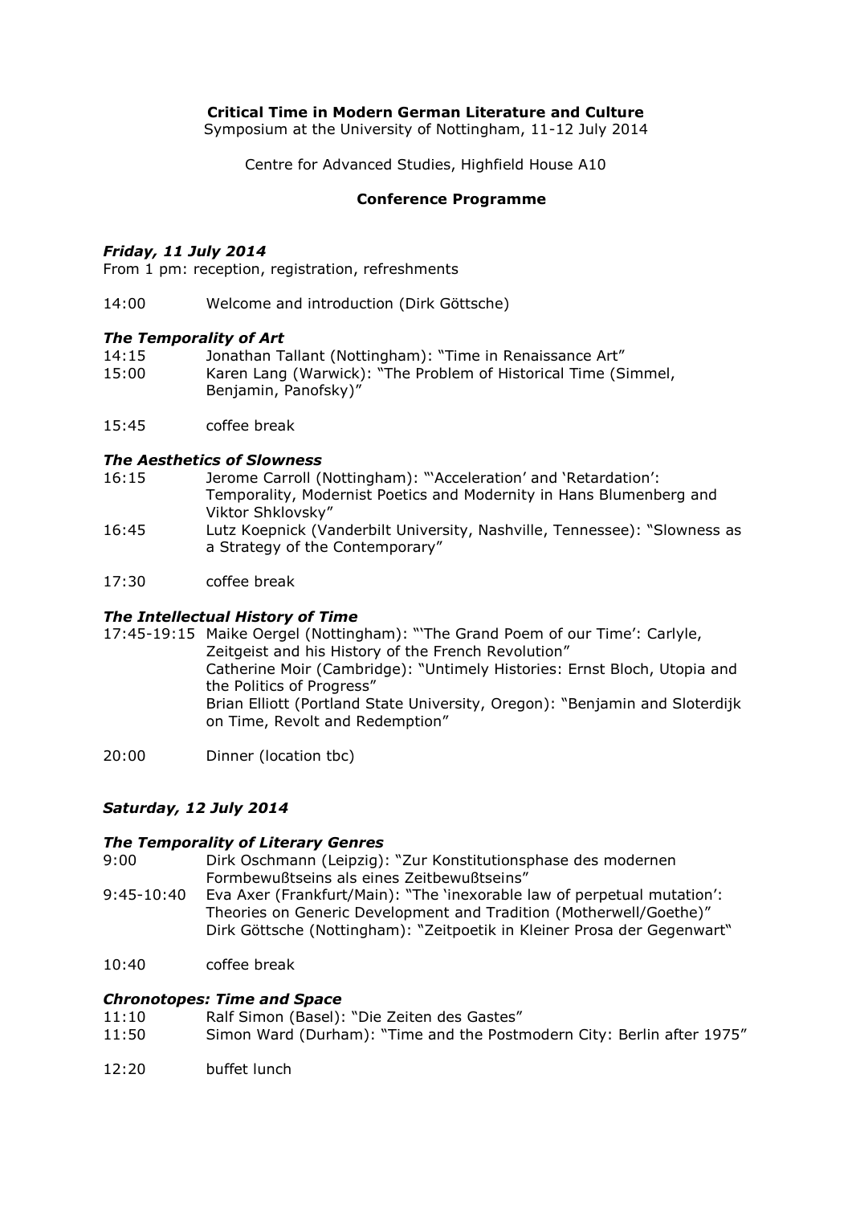**Critical Time in Modern German Literature and Culture**

Symposium at the University of Nottingham, 11-12 July 2014

Centre for Advanced Studies, Highfield House A10

**Conference Programme**

***Friday, 11 July 2014***

From 1 pm: reception, registration, refreshments

14:00 Welcome and introduction (Dirk Göttsche)

***The Temporality of Art***

14:15 Jonathan Tallant (Nottingham): "Time in Renaissance Art"

15:00 Karen Lang (Warwick): "The Problem of Historical Time (Simmel, Benjamin, Panofsky)"

15:45 coffee break

***The Aesthetics of Slowness***

16:15 Jerome Carroll (Nottingham): "'Acceleration' and 'Retardation': Temporality, Modernist Poetics and Modernity in Hans Blumenberg and Viktor Shklovsky"

16:45 Lutz Koepnick (Vanderbilt University, Nashville, Tennessee): "Slowness as a Strategy of the Contemporary"

17:30 coffee break

***The Intellectual History of Time***

17:45-19:15 Maike Oergel (Nottingham): "'The Grand Poem of our Time': Carlyle, Zeitgeist and his History of the French Revolution"
Catherine Moir (Cambridge): "Untimely Histories: Ernst Bloch, Utopia and the Politics of Progress"
Brian Elliott (Portland State University, Oregon): "Benjamin and Sloterdijk on Time, Revolt and Redemption"

20:00 Dinner (location tbc)

***Saturday, 12 July 2014***

***The Temporality of Literary Genres***

9:00 Dirk Oschmann (Leipzig): "Zur Konstitutionsphase des modernen Formbewußtseins als eines Zeitbewußtseins"

9:45-10:40 Eva Axer (Frankfurt/Main): "The 'inexorable law of perpetual mutation': Theories on Generic Development and Tradition (Motherwell/Goethe)"
Dirk Göttsche (Nottingham): "Zeitpoetik in Kleiner Prosa der Gegenwart"

10:40 coffee break

***Chronotopes: Time and Space***

11:10 Ralf Simon (Basel): "Die Zeiten des Gastes"

11:50 Simon Ward (Durham): "Time and the Postmodern City: Berlin after 1975"

12:20 buffet lunch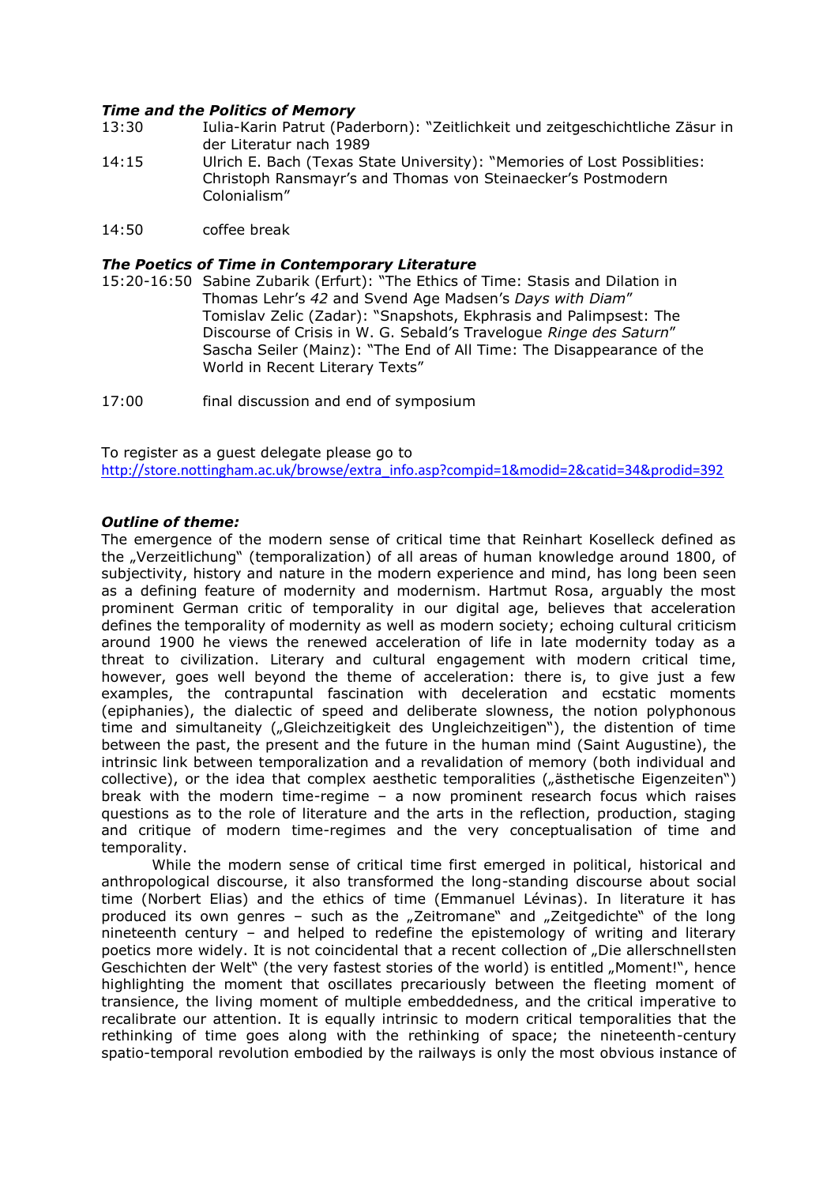### *Time and the Politics of Memory*

13:30 Iulia-Karin Patrut (Paderborn): "Zeitlichkeit und zeitgeschichtliche Zäsur in der Literatur nach 1989

14:15 Ulrich E. Bach (Texas State University): "Memories of Lost Possiblities: Christoph Ransmayr's and Thomas von Steinaecker's Postmodern Colonialism"

14:50 coffee break

### *The Poetics of Time in Contemporary Literature*

15:20-16:50 Sabine Zubarik (Erfurt): "The Ethics of Time: Stasis and Dilation in Thomas Lehr's *42* and Svend Age Madsen's *Days with Diam*"
Tomislav Zelic (Zadar): "Snapshots, Ekphrasis and Palimpsest: The Discourse of Crisis in W. G. Sebald's Travelogue *Ringe des Saturn*"
Sascha Seiler (Mainz): "The End of All Time: The Disappearance of the World in Recent Literary Texts"

17:00 final discussion and end of symposium

To register as a guest delegate please go to
http://store.nottingham.ac.uk/browse/extra_info.asp?compid=1&modid=2&catid=34&prodid=392

### *Outline of theme:*

The emergence of the modern sense of critical time that Reinhart Koselleck defined as the „Verzeitlichung" (temporalization) of all areas of human knowledge around 1800, of subjectivity, history and nature in the modern experience and mind, has long been seen as a defining feature of modernity and modernism. Hartmut Rosa, arguably the most prominent German critic of temporality in our digital age, believes that acceleration defines the temporality of modernity as well as modern society; echoing cultural criticism around 1900 he views the renewed acceleration of life in late modernity today as a threat to civilization. Literary and cultural engagement with modern critical time, however, goes well beyond the theme of acceleration: there is, to give just a few examples, the contrapuntal fascination with deceleration and ecstatic moments (epiphanies), the dialectic of speed and deliberate slowness, the notion polyphonous time and simultaneity („Gleichzeitigkeit des Ungleichzeitigen"), the distention of time between the past, the present and the future in the human mind (Saint Augustine), the intrinsic link between temporalization and a revalidation of memory (both individual and collective), or the idea that complex aesthetic temporalities („ästhetische Eigenzeiten") break with the modern time-regime – a now prominent research focus which raises questions as to the role of literature and the arts in the reflection, production, staging and critique of modern time-regimes and the very conceptualisation of time and temporality.

While the modern sense of critical time first emerged in political, historical and anthropological discourse, it also transformed the long-standing discourse about social time (Norbert Elias) and the ethics of time (Emmanuel Lévinas). In literature it has produced its own genres – such as the „Zeitromane" and „Zeitgedichte" of the long nineteenth century – and helped to redefine the epistemology of writing and literary poetics more widely. It is not coincidental that a recent collection of „Die allerschnellsten Geschichten der Welt" (the very fastest stories of the world) is entitled „Moment!", hence highlighting the moment that oscillates precariously between the fleeting moment of transience, the living moment of multiple embeddedness, and the critical imperative to recalibrate our attention. It is equally intrinsic to modern critical temporalities that the rethinking of time goes along with the rethinking of space; the nineteenth-century spatio-temporal revolution embodied by the railways is only the most obvious instance of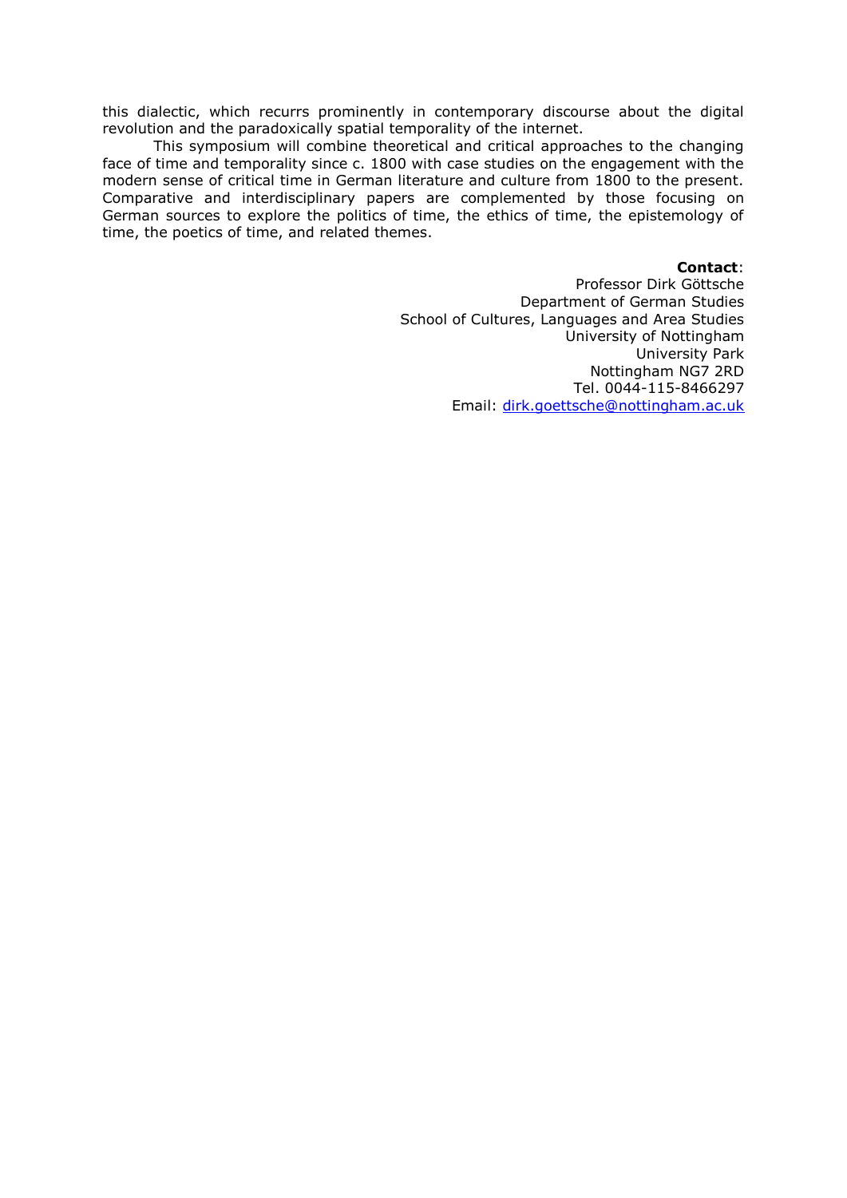this dialectic, which recurrs prominently in contemporary discourse about the digital revolution and the paradoxically spatial temporality of the internet.

This symposium will combine theoretical and critical approaches to the changing face of time and temporality since c. 1800 with case studies on the engagement with the modern sense of critical time in German literature and culture from 1800 to the present. Comparative and interdisciplinary papers are complemented by those focusing on German sources to explore the politics of time, the ethics of time, the epistemology of time, the poetics of time, and related themes.

**Contact**:
Professor Dirk Göttsche
Department of German Studies
School of Cultures, Languages and Area Studies
University of Nottingham
University Park
Nottingham NG7 2RD
Tel. 0044-115-8466297
Email: dirk.goettsche@nottingham.ac.uk